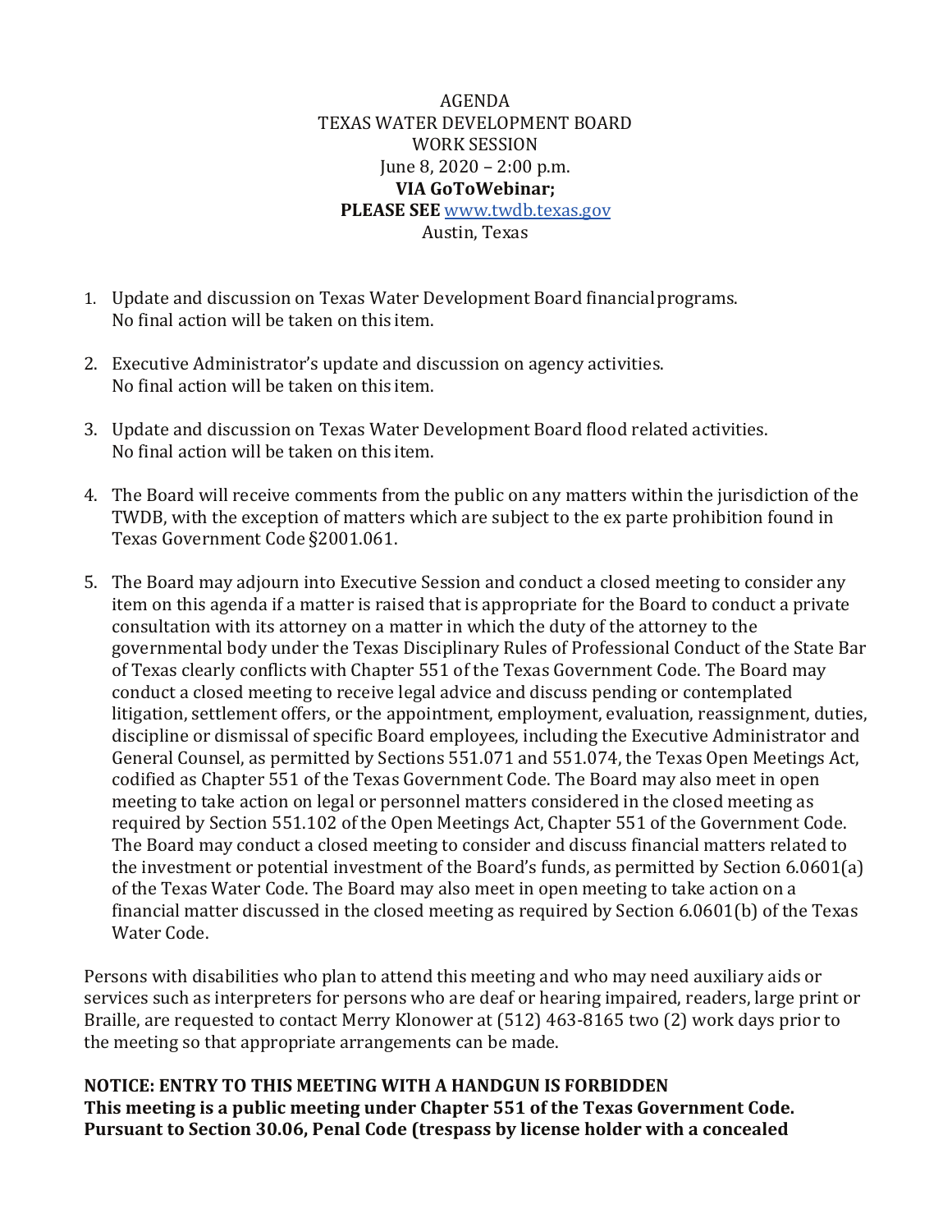AGENDA
TEXAS WATER DEVELOPMENT BOARD
WORK SESSION
June 8, 2020 – 2:00 p.m.
**VIA GoToWebinar;**
**PLEASE SEE** www.twdb.texas.gov
Austin, Texas

1. Update and discussion on Texas Water Development Board financial programs. No final action will be taken on this item.

2. Executive Administrator's update and discussion on agency activities. No final action will be taken on this item.

3. Update and discussion on Texas Water Development Board flood related activities. No final action will be taken on this item.

4. The Board will receive comments from the public on any matters within the jurisdiction of the TWDB, with the exception of matters which are subject to the ex parte prohibition found in Texas Government Code §2001.061.

5. The Board may adjourn into Executive Session and conduct a closed meeting to consider any item on this agenda if a matter is raised that is appropriate for the Board to conduct a private consultation with its attorney on a matter in which the duty of the attorney to the governmental body under the Texas Disciplinary Rules of Professional Conduct of the State Bar of Texas clearly conflicts with Chapter 551 of the Texas Government Code. The Board may conduct a closed meeting to receive legal advice and discuss pending or contemplated litigation, settlement offers, or the appointment, employment, evaluation, reassignment, duties, discipline or dismissal of specific Board employees, including the Executive Administrator and General Counsel, as permitted by Sections 551.071 and 551.074, the Texas Open Meetings Act, codified as Chapter 551 of the Texas Government Code. The Board may also meet in open meeting to take action on legal or personnel matters considered in the closed meeting as required by Section 551.102 of the Open Meetings Act, Chapter 551 of the Government Code. The Board may conduct a closed meeting to consider and discuss financial matters related to the investment or potential investment of the Board's funds, as permitted by Section 6.0601(a) of the Texas Water Code. The Board may also meet in open meeting to take action on a financial matter discussed in the closed meeting as required by Section 6.0601(b) of the Texas Water Code.

Persons with disabilities who plan to attend this meeting and who may need auxiliary aids or services such as interpreters for persons who are deaf or hearing impaired, readers, large print or Braille, are requested to contact Merry Klonower at (512) 463-8165 two (2) work days prior to the meeting so that appropriate arrangements can be made.

**NOTICE: ENTRY TO THIS MEETING WITH A HANDGUN IS FORBIDDEN**
**This meeting is a public meeting under Chapter 551 of the Texas Government Code. Pursuant to Section 30.06, Penal Code (trespass by license holder with a concealed**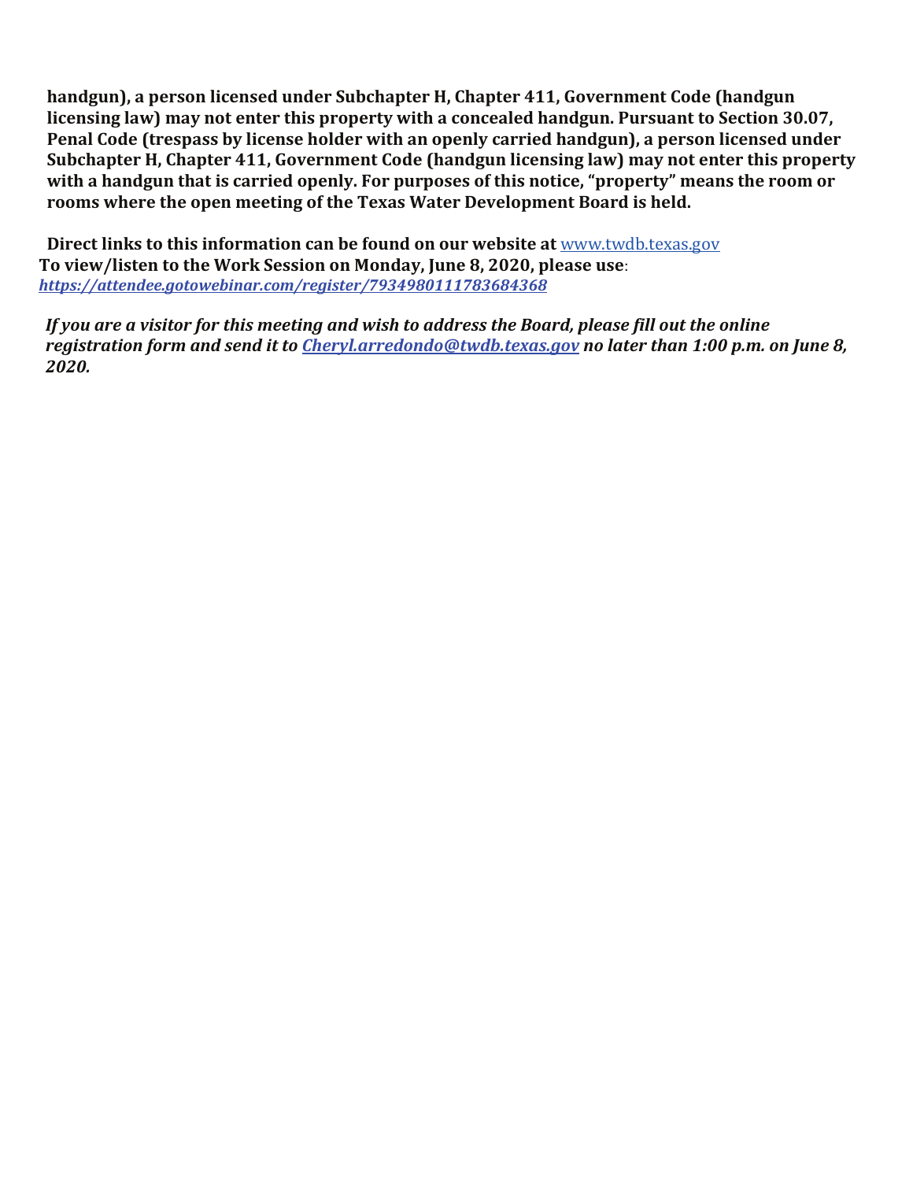**handgun), a person licensed under Subchapter H, Chapter 411, Government Code (handgun licensing law) may not enter this property with a concealed handgun. Pursuant to Section 30.07, Penal Code (trespass by license holder with an openly carried handgun), a person licensed under Subchapter H, Chapter 411, Government Code (handgun licensing law) may not enter this property with a handgun that is carried openly. For purposes of this notice, "property" means the room or rooms where the open meeting of the Texas Water Development Board is held.**

**Direct links to this information can be found on our website at** www.twdb.texas.gov
**To view/listen to the Work Session on Monday, June 8, 2020, please use**:
***https://attendee.gotowebinar.com/register/7934980111783684368***

***If you are a visitor for this meeting and wish to address the Board, please fill out the online registration form and send it to Cheryl.arredondo@twdb.texas.gov no later than 1:00 p.m. on June 8, 2020.***